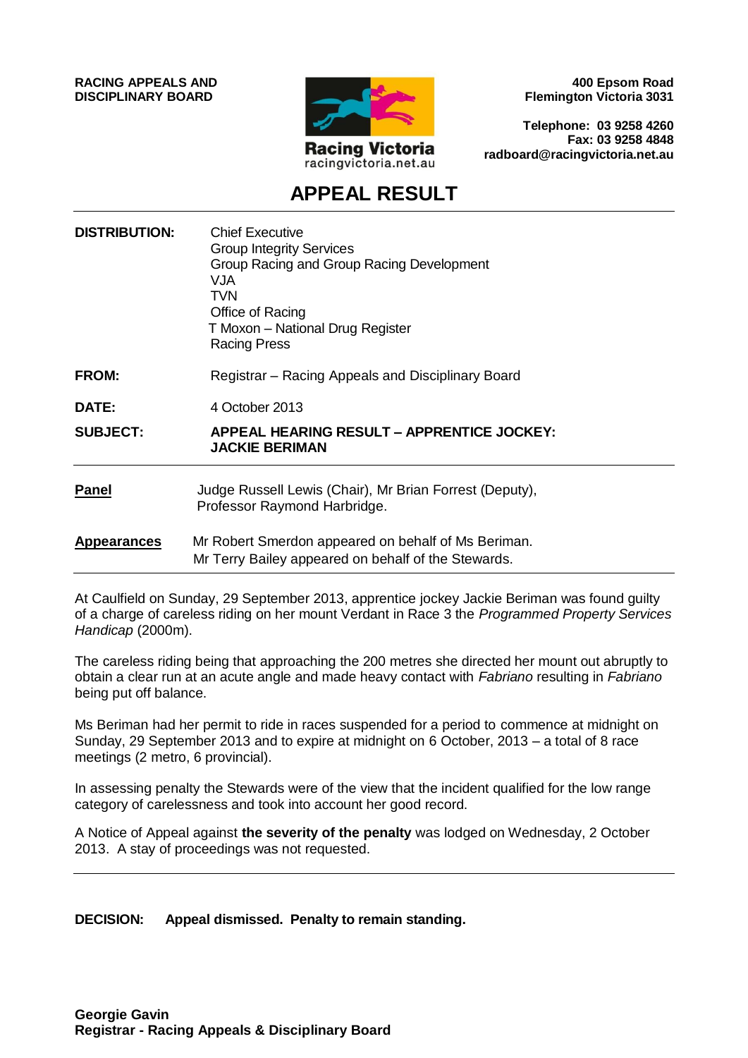**RACING APPEALS AND DISCIPLINARY BOARD**

Racing Victoria
racingvictoria.net.au

**400 Epsom Road**
**Flemington Victoria 3031**

**Telephone: 03 9258 4260**
**Fax: 03 9258 4848**
**radboard@racingvictoria.net.au**

# APPEAL RESULT

| | |
|---|---|
| **DISTRIBUTION:** | Chief Executive<br>Group Integrity Services<br>Group Racing and Group Racing Development<br>VJA<br>TVN<br>Office of Racing<br>T Moxon – National Drug Register<br>Racing Press |
| **FROM:** | Registrar – Racing Appeals and Disciplinary Board |
| **DATE:** | 4 October 2013 |
| **SUBJECT:** | **APPEAL HEARING RESULT – APPRENTICE JOCKEY: JACKIE BERIMAN** |

**Panel** Judge Russell Lewis (Chair), Mr Brian Forrest (Deputy), Professor Raymond Harbridge.

**Appearances** Mr Robert Smerdon appeared on behalf of Ms Beriman.
Mr Terry Bailey appeared on behalf of the Stewards.

At Caulfield on Sunday, 29 September 2013, apprentice jockey Jackie Beriman was found guilty of a charge of careless riding on her mount Verdant in Race 3 the *Programmed Property Services Handicap* (2000m).

The careless riding being that approaching the 200 metres she directed her mount out abruptly to obtain a clear run at an acute angle and made heavy contact with *Fabriano* resulting in *Fabriano* being put off balance.

Ms Beriman had her permit to ride in races suspended for a period to commence at midnight on Sunday, 29 September 2013 and to expire at midnight on 6 October, 2013 – a total of 8 race meetings (2 metro, 6 provincial).

In assessing penalty the Stewards were of the view that the incident qualified for the low range category of carelessness and took into account her good record.

A Notice of Appeal against **the severity of the penalty** was lodged on Wednesday, 2 October 2013. A stay of proceedings was not requested.

---

**DECISION: Appeal dismissed. Penalty to remain standing.**

**Georgie Gavin**
**Registrar - Racing Appeals & Disciplinary Board**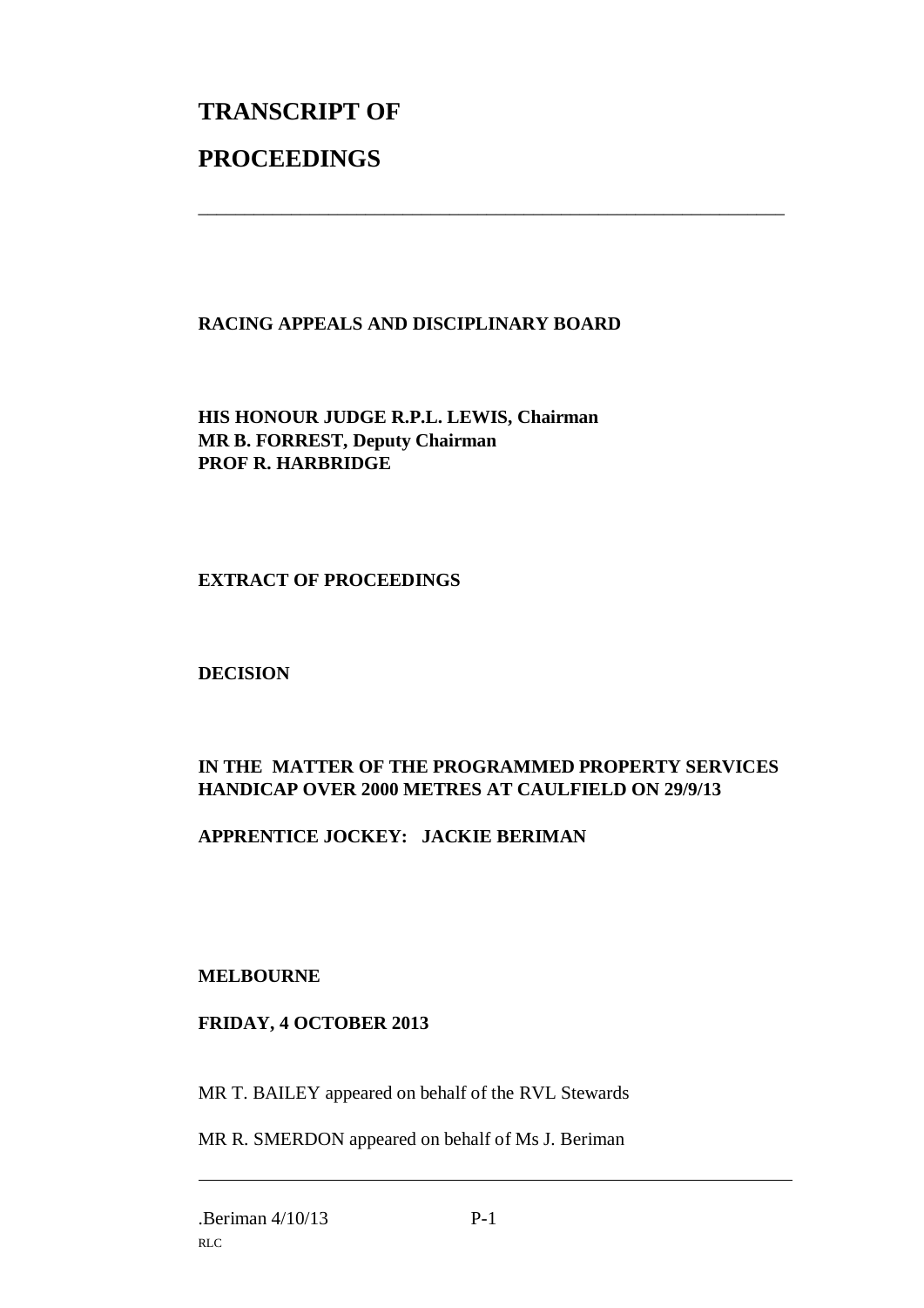# TRANSCRIPT OF

# PROCEEDINGS

---

**RACING APPEALS AND DISCIPLINARY BOARD**

**HIS HONOUR JUDGE R.P.L. LEWIS, Chairman**
**MR B. FORREST, Deputy Chairman**
**PROF R. HARBRIDGE**

**EXTRACT OF PROCEEDINGS**

**DECISION**

**IN THE MATTER OF THE PROGRAMMED PROPERTY SERVICES HANDICAP OVER 2000 METRES AT CAULFIELD ON 29/9/13**

**APPRENTICE JOCKEY: JACKIE BERIMAN**

**MELBOURNE**

**FRIDAY, 4 OCTOBER 2013**

MR T. BAILEY appeared on behalf of the RVL Stewards

MR R. SMERDON appeared on behalf of Ms J. Beriman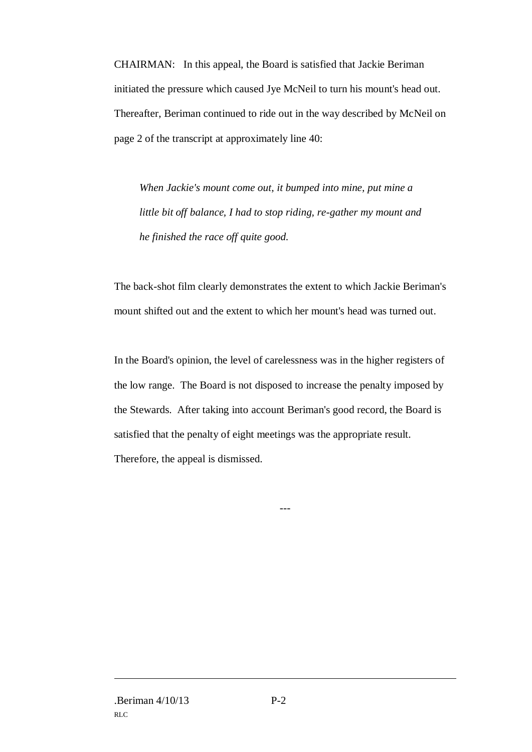CHAIRMAN: In this appeal, the Board is satisfied that Jackie Beriman initiated the pressure which caused Jye McNeil to turn his mount's head out. Thereafter, Beriman continued to ride out in the way described by McNeil on page 2 of the transcript at approximately line 40:

> *When Jackie's mount come out, it bumped into mine, put mine a little bit off balance, I had to stop riding, re-gather my mount and he finished the race off quite good.*

The back-shot film clearly demonstrates the extent to which Jackie Beriman's mount shifted out and the extent to which her mount's head was turned out.

In the Board's opinion, the level of carelessness was in the higher registers of the low range. The Board is not disposed to increase the penalty imposed by the Stewards. After taking into account Beriman's good record, the Board is satisfied that the penalty of eight meetings was the appropriate result. Therefore, the appeal is dismissed.

---